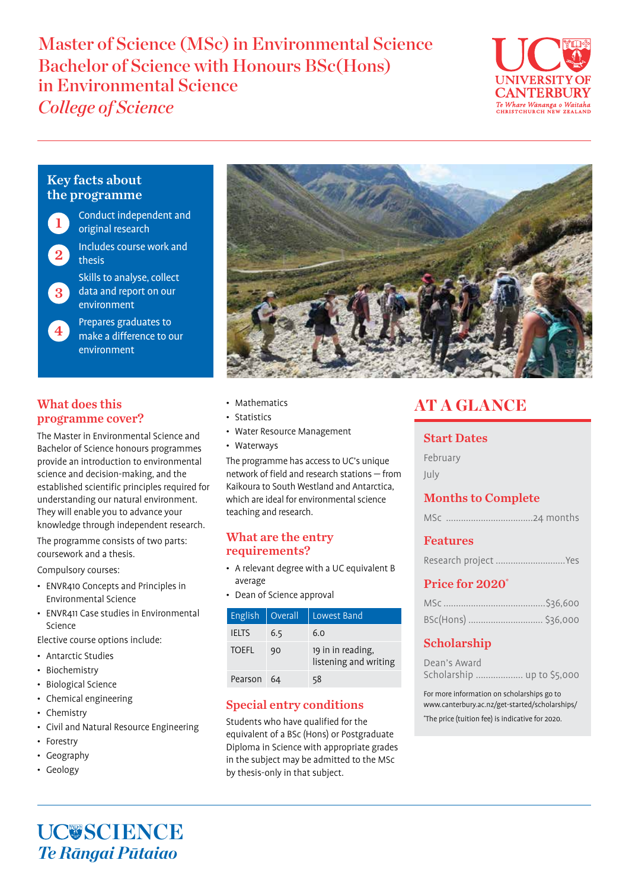# Master of Science (MSc) in Environmental Science
# Bachelor of Science with Honours BSc(Hons) in Environmental Science

*College of Science*

UC UNIVERSITY OF CANTERBURY
Te Whare Wānanga o Waitaha
CHRISTCHURCH NEW ZEALAND

## Key facts about the programme

1. Conduct independent and original research
2. Includes course work and thesis
3. Skills to analyse, collect data and report on our environment
4. Prepares graduates to make a difference to our environment

## What does this programme cover?

The Master in Environmental Science and Bachelor of Science honours programmes provide an introduction to environmental science and decision-making, and the established scientific principles required for understanding our natural environment. They will enable you to advance your knowledge through independent research.

The programme consists of two parts: coursework and a thesis.

Compulsory courses:

- ENVR410 Concepts and Principles in Environmental Science
- ENVR411 Case studies in Environmental Science

Elective course options include:

- Antarctic Studies
- Biochemistry
- Biological Science
- Chemical engineering
- Chemistry
- Civil and Natural Resource Engineering
- Forestry
- Geography
- Geology
- Mathematics
- Statistics
- Water Resource Management
- Waterways

The programme has access to UC's unique network of field and research stations — from Kaikoura to South Westland and Antarctica, which are ideal for environmental science teaching and research.

## What are the entry requirements?

- A relevant degree with a UC equivalent B average
- Dean of Science approval

| English | Overall | Lowest Band |
|---|---|---|
| IELTS | 6.5 | 6.0 |
| TOEFL | 90 | 19 in in reading, listening and writing |
| Pearson | 64 | 58 |

## Special entry conditions

Students who have qualified for the equivalent of a BSc (Hons) or Postgraduate Diploma in Science with appropriate grades in the subject may be admitted to the MSc by thesis-only in that subject.

## AT A GLANCE

### Start Dates

February

July

### Months to Complete

MSc ..................................24 months

### Features

Research project ............................Yes

### Price for 2020*

MSc ........................................$36,600

BSc(Hons) .............................. $36,000

### Scholarship

Dean's Award Scholarship .................. up to $5,000

For more information on scholarships go to www.canterbury.ac.nz/get-started/scholarships/

*The price (tuition fee) is indicative for 2020.

UC SCIENCE
*Te Rāngai Pūtaiao*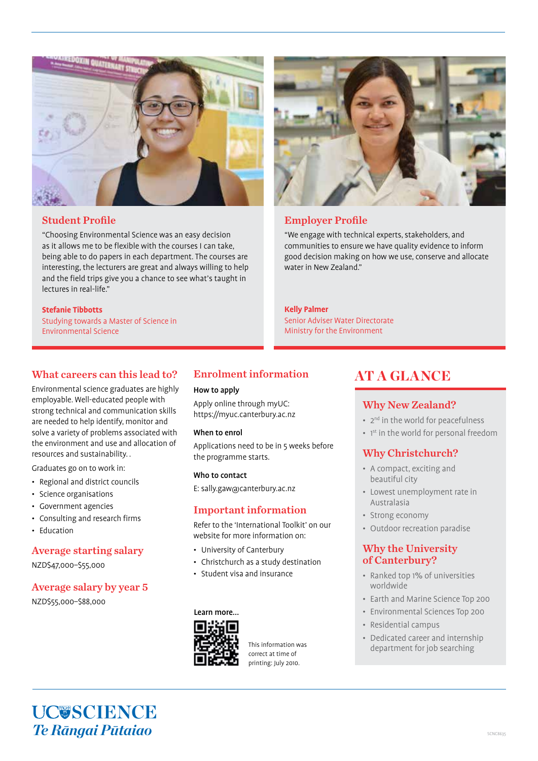## Student Profile

"Choosing Environmental Science was an easy decision as it allows me to be flexible with the courses I can take, being able to do papers in each department. The courses are interesting, the lecturers are great and always willing to help and the field trips give you a chance to see what's taught in lectures in real-life."

**Stefanie Tibbotts**
Studying towards a Master of Science in Environmental Science

## Employer Profile

"We engage with technical experts, stakeholders, and communities to ensure we have quality evidence to inform good decision making on how we use, conserve and allocate water in New Zealand."

**Kelly Palmer**
Senior Adviser Water Directorate
Ministry for the Environment

## What careers can this lead to?

Environmental science graduates are highly employable. Well-educated people with strong technical and communication skills are needed to help identify, monitor and solve a variety of problems associated with the environment and use and allocation of resources and sustainability. .

Graduates go on to work in:

- Regional and district councils
- Science organisations
- Government agencies
- Consulting and research firms
- Education

## Average starting salary

NZD$47,000–$55,000

## Average salary by year 5

NZD$55,000–$88,000

## Enrolment information

**How to apply**

Apply online through myUC: https://myuc.canterbury.ac.nz

**When to enrol**

Applications need to be in 5 weeks before the programme starts.

**Who to contact**

E: sally.gaw@canterbury.ac.nz

## Important information

Refer to the 'International Toolkit' on our website for more information on:

- University of Canterbury
- Christchurch as a study destination
- Student visa and insurance

**Learn more...**

This information was correct at time of printing: July 2010.

# AT A GLANCE

## Why New Zealand?

- 2nd in the world for peacefulness
- 1st in the world for personal freedom

## Why Christchurch?

- A compact, exciting and beautiful city
- Lowest unemployment rate in Australasia
- Strong economy
- Outdoor recreation paradise

## Why the University of Canterbury?

- Ranked top 1% of universities worldwide
- Earth and Marine Science Top 200
- Environmental Sciences Top 200
- Residential campus
- Dedicated career and internship department for job searching

UC SCIENCE
*Te Rāngai Pūtaiao*

SCNC8635